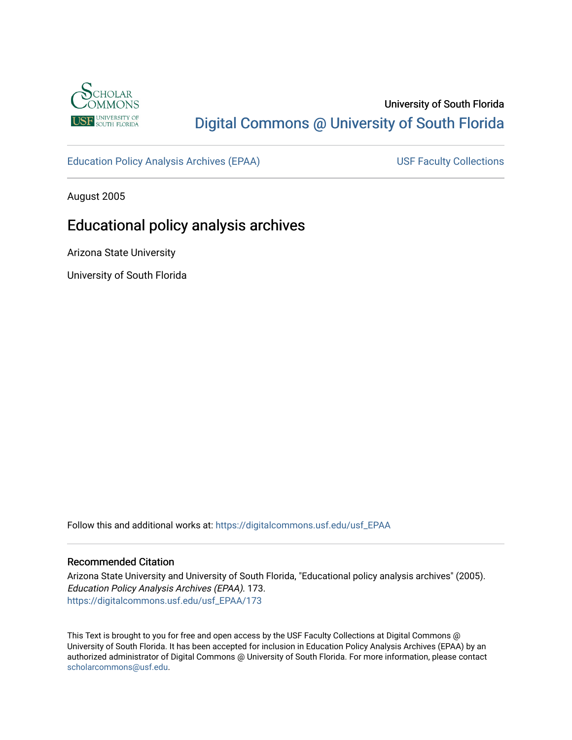University of South Florida

Digital Commons @ University of South Florida

Education Policy Analysis Archives (EPAA) | USF Faculty Collections

August 2005

# Educational policy analysis archives

Arizona State University

University of South Florida

Follow this and additional works at: https://digitalcommons.usf.edu/usf_EPAA

## Recommended Citation

Arizona State University and University of South Florida, "Educational policy analysis archives" (2005). *Education Policy Analysis Archives (EPAA)*. 173.
https://digitalcommons.usf.edu/usf_EPAA/173

This Text is brought to you for free and open access by the USF Faculty Collections at Digital Commons @ University of South Florida. It has been accepted for inclusion in Education Policy Analysis Archives (EPAA) by an authorized administrator of Digital Commons @ University of South Florida. For more information, please contact scholarcommons@usf.edu.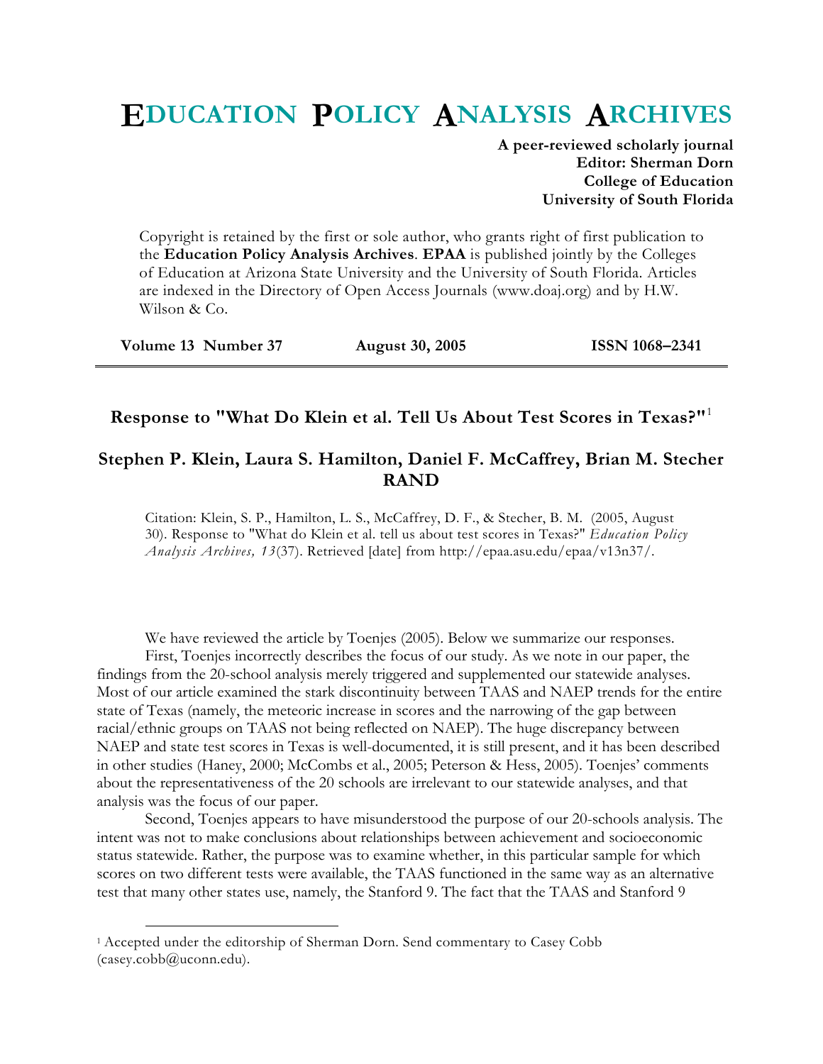# EDUCATION POLICY ANALYSIS ARCHIVES

**A peer-reviewed scholarly journal**
**Editor: Sherman Dorn**
**College of Education**
**University of South Florida**

Copyright is retained by the first or sole author, who grants right of first publication to the **Education Policy Analysis Archives**. **EPAA** is published jointly by the Colleges of Education at Arizona State University and the University of South Florida. Articles are indexed in the Directory of Open Access Journals (www.doaj.org) and by H.W. Wilson & Co.

**Volume 13 Number 37** | **August 30, 2005** | **ISSN 1068–2341**

---

## Response to "What Do Klein et al. Tell Us About Test Scores in Texas?"[1]

### Stephen P. Klein, Laura S. Hamilton, Daniel F. McCaffrey, Brian M. Stecher
### RAND

Citation: Klein, S. P., Hamilton, L. S., McCaffrey, D. F., & Stecher, B. M. (2005, August 30). Response to "What do Klein et al. tell us about test scores in Texas?" *Education Policy Analysis Archives, 13*(37). Retrieved [date] from http://epaa.asu.edu/epaa/v13n37/.

We have reviewed the article by Toenjes (2005). Below we summarize our responses.

First, Toenjes incorrectly describes the focus of our study. As we note in our paper, the findings from the 20-school analysis merely triggered and supplemented our statewide analyses. Most of our article examined the stark discontinuity between TAAS and NAEP trends for the entire state of Texas (namely, the meteoric increase in scores and the narrowing of the gap between racial/ethnic groups on TAAS not being reflected on NAEP). The huge discrepancy between NAEP and state test scores in Texas is well-documented, it is still present, and it has been described in other studies (Haney, 2000; McCombs et al., 2005; Peterson & Hess, 2005). Toenjes' comments about the representativeness of the 20 schools are irrelevant to our statewide analyses, and that analysis was the focus of our paper.

Second, Toenjes appears to have misunderstood the purpose of our 20-schools analysis. The intent was not to make conclusions about relationships between achievement and socioeconomic status statewide. Rather, the purpose was to examine whether, in this particular sample for which scores on two different tests were available, the TAAS functioned in the same way as an alternative test that many other states use, namely, the Stanford 9. The fact that the TAAS and Stanford 9

---

[1] Accepted under the editorship of Sherman Dorn. Send commentary to Casey Cobb (casey.cobb@uconn.edu).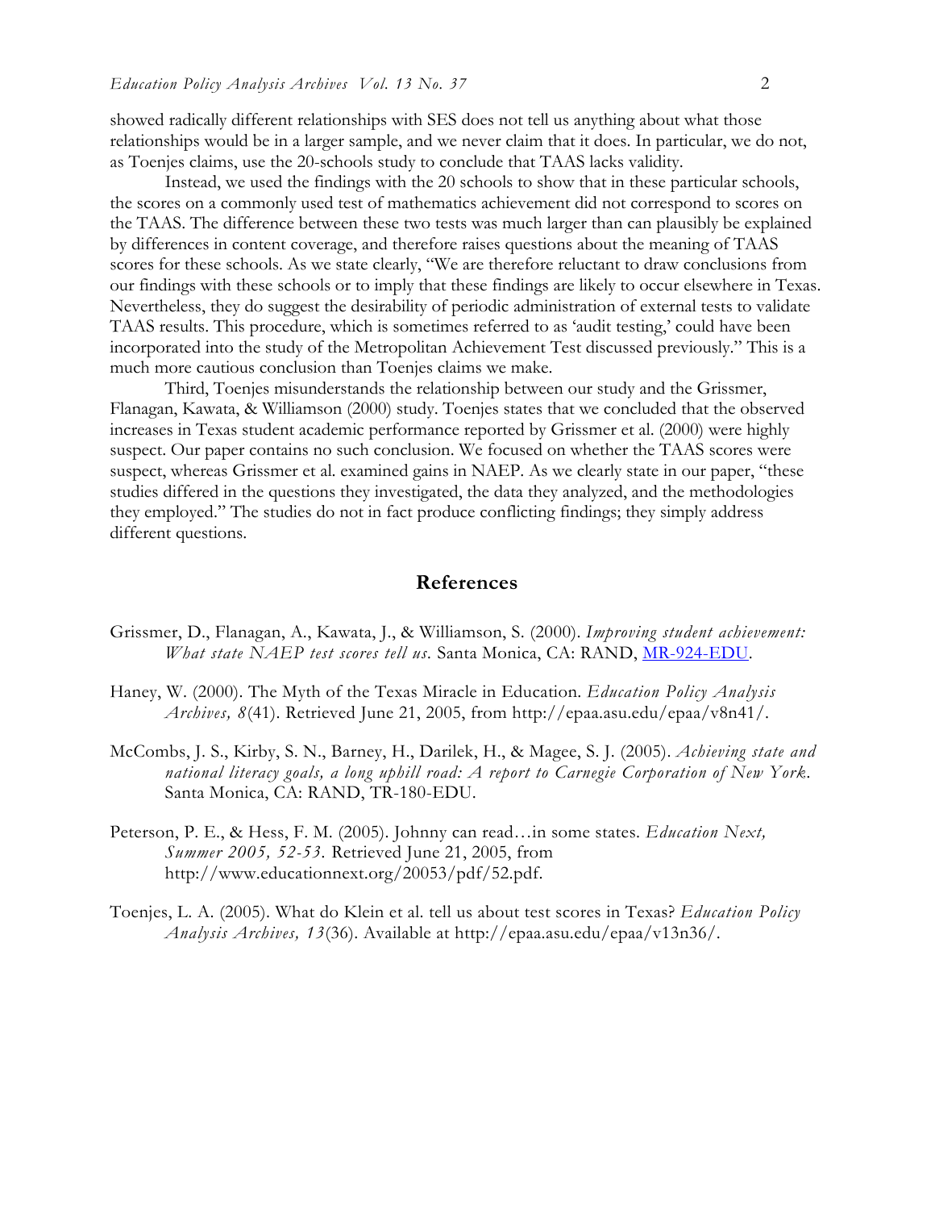showed radically different relationships with SES does not tell us anything about what those relationships would be in a larger sample, and we never claim that it does. In particular, we do not, as Toenjes claims, use the 20-schools study to conclude that TAAS lacks validity.

Instead, we used the findings with the 20 schools to show that in these particular schools, the scores on a commonly used test of mathematics achievement did not correspond to scores on the TAAS. The difference between these two tests was much larger than can plausibly be explained by differences in content coverage, and therefore raises questions about the meaning of TAAS scores for these schools. As we state clearly, "We are therefore reluctant to draw conclusions from our findings with these schools or to imply that these findings are likely to occur elsewhere in Texas. Nevertheless, they do suggest the desirability of periodic administration of external tests to validate TAAS results. This procedure, which is sometimes referred to as 'audit testing,' could have been incorporated into the study of the Metropolitan Achievement Test discussed previously." This is a much more cautious conclusion than Toenjes claims we make.

Third, Toenjes misunderstands the relationship between our study and the Grissmer, Flanagan, Kawata, & Williamson (2000) study. Toenjes states that we concluded that the observed increases in Texas student academic performance reported by Grissmer et al. (2000) were highly suspect. Our paper contains no such conclusion. We focused on whether the TAAS scores were suspect, whereas Grissmer et al. examined gains in NAEP. As we clearly state in our paper, "these studies differed in the questions they investigated, the data they analyzed, and the methodologies they employed." The studies do not in fact produce conflicting findings; they simply address different questions.

## References

Grissmer, D., Flanagan, A., Kawata, J., & Williamson, S. (2000). *Improving student achievement: What state NAEP test scores tell us.* Santa Monica, CA: RAND, MR-924-EDU.

Haney, W. (2000). The Myth of the Texas Miracle in Education. *Education Policy Analysis Archives, 8*(41). Retrieved June 21, 2005, from http://epaa.asu.edu/epaa/v8n41/.

McCombs, J. S., Kirby, S. N., Barney, H., Darilek, H., & Magee, S. J. (2005). *Achieving state and national literacy goals, a long uphill road: A report to Carnegie Corporation of New York.* Santa Monica, CA: RAND, TR-180-EDU.

Peterson, P. E., & Hess, F. M. (2005). Johnny can read…in some states. *Education Next, Summer 2005, 52-53.* Retrieved June 21, 2005, from http://www.educationnext.org/20053/pdf/52.pdf.

Toenjes, L. A. (2005). What do Klein et al. tell us about test scores in Texas? *Education Policy Analysis Archives, 13*(36). Available at http://epaa.asu.edu/epaa/v13n36/.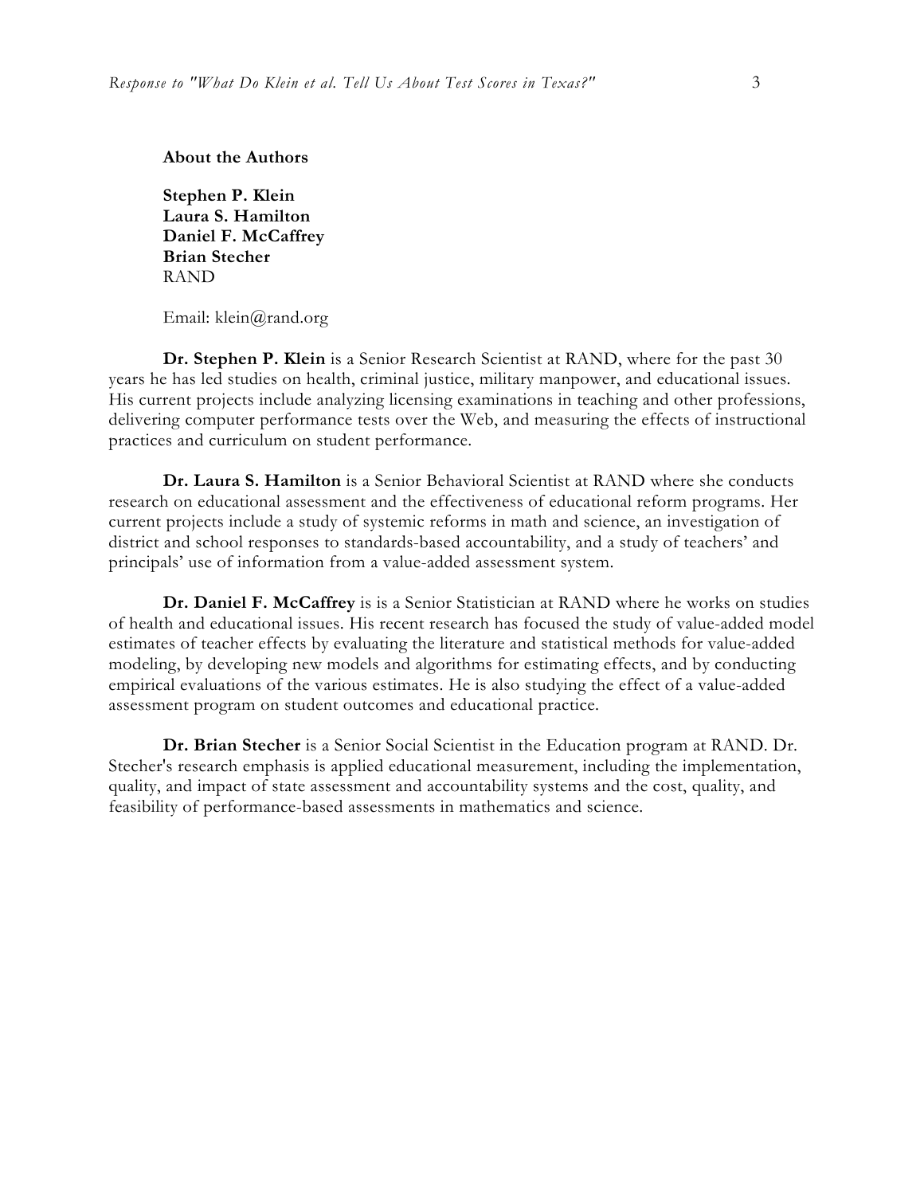**About the Authors**

**Stephen P. Klein**
**Laura S. Hamilton**
**Daniel F. McCaffrey**
**Brian Stecher**
RAND

Email: klein@rand.org

**Dr. Stephen P. Klein** is a Senior Research Scientist at RAND, where for the past 30 years he has led studies on health, criminal justice, military manpower, and educational issues. His current projects include analyzing licensing examinations in teaching and other professions, delivering computer performance tests over the Web, and measuring the effects of instructional practices and curriculum on student performance.

**Dr. Laura S. Hamilton** is a Senior Behavioral Scientist at RAND where she conducts research on educational assessment and the effectiveness of educational reform programs. Her current projects include a study of systemic reforms in math and science, an investigation of district and school responses to standards-based accountability, and a study of teachers' and principals' use of information from a value-added assessment system.

**Dr. Daniel F. McCaffrey** is is a Senior Statistician at RAND where he works on studies of health and educational issues. His recent research has focused the study of value-added model estimates of teacher effects by evaluating the literature and statistical methods for value-added modeling, by developing new models and algorithms for estimating effects, and by conducting empirical evaluations of the various estimates. He is also studying the effect of a value-added assessment program on student outcomes and educational practice.

**Dr. Brian Stecher** is a Senior Social Scientist in the Education program at RAND. Dr. Stecher's research emphasis is applied educational measurement, including the implementation, quality, and impact of state assessment and accountability systems and the cost, quality, and feasibility of performance-based assessments in mathematics and science.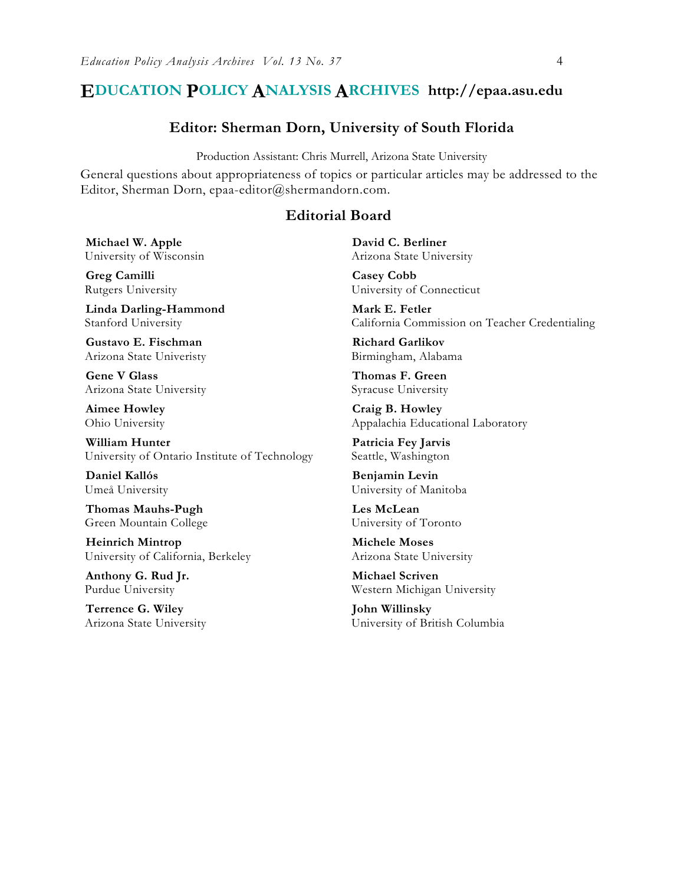# EDUCATION POLICY ANALYSIS ARCHIVES http://epaa.asu.edu

## Editor: Sherman Dorn, University of South Florida

Production Assistant: Chris Murrell, Arizona State University

General questions about appropriateness of topics or particular articles may be addressed to the Editor, Sherman Dorn, epaa-editor@shermandorn.com.

## Editorial Board

**Michael W. Apple**
University of Wisconsin

**David C. Berliner**
Arizona State University

**Greg Camilli**
Rutgers University

**Casey Cobb**
University of Connecticut

**Linda Darling-Hammond**
Stanford University

**Mark E. Fetler**
California Commission on Teacher Credentialing

**Gustavo E. Fischman**
Arizona State Univeristy

**Richard Garlikov**
Birmingham, Alabama

**Gene V Glass**
Arizona State University

**Thomas F. Green**
Syracuse University

**Aimee Howley**
Ohio University

**Craig B. Howley**
Appalachia Educational Laboratory

**William Hunter**
University of Ontario Institute of Technology

**Patricia Fey Jarvis**
Seattle, Washington

**Daniel Kallós**
Umeå University

**Benjamin Levin**
University of Manitoba

**Thomas Mauhs-Pugh**
Green Mountain College

**Les McLean**
University of Toronto

**Heinrich Mintrop**
University of California, Berkeley

**Michele Moses**
Arizona State University

**Anthony G. Rud Jr.**
Purdue University

**Michael Scriven**
Western Michigan University

**Terrence G. Wiley**
Arizona State University

**John Willinsky**
University of British Columbia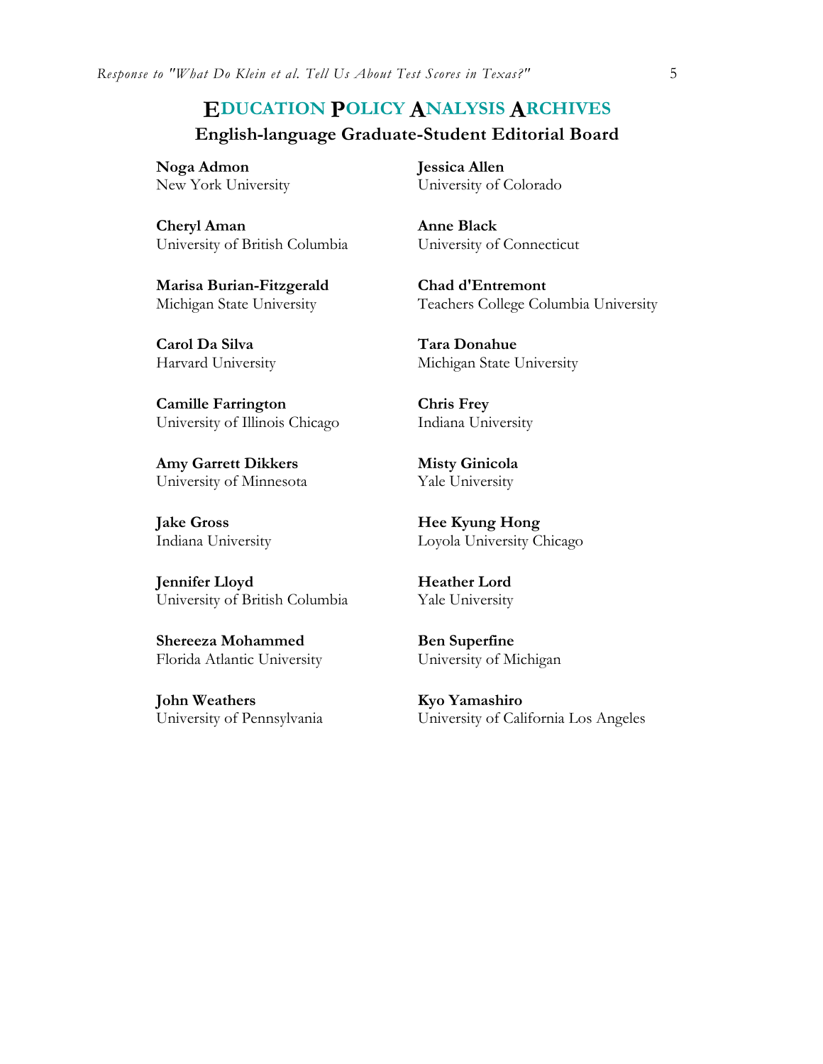# EDUCATION POLICY ANALYSIS ARCHIVES

## English-language Graduate-Student Editorial Board

**Noga Admon**
New York University

**Jessica Allen**
University of Colorado

**Cheryl Aman**
University of British Columbia

**Anne Black**
University of Connecticut

**Marisa Burian-Fitzgerald**
Michigan State University

**Chad d'Entremont**
Teachers College Columbia University

**Carol Da Silva**
Harvard University

**Tara Donahue**
Michigan State University

**Camille Farrington**
University of Illinois Chicago

**Chris Frey**
Indiana University

**Amy Garrett Dikkers**
University of Minnesota

**Misty Ginicola**
Yale University

**Jake Gross**
Indiana University

**Hee Kyung Hong**
Loyola University Chicago

**Jennifer Lloyd**
University of British Columbia

**Heather Lord**
Yale University

**Shereeza Mohammed**
Florida Atlantic University

**Ben Superfine**
University of Michigan

**John Weathers**
University of Pennsylvania

**Kyo Yamashiro**
University of California Los Angeles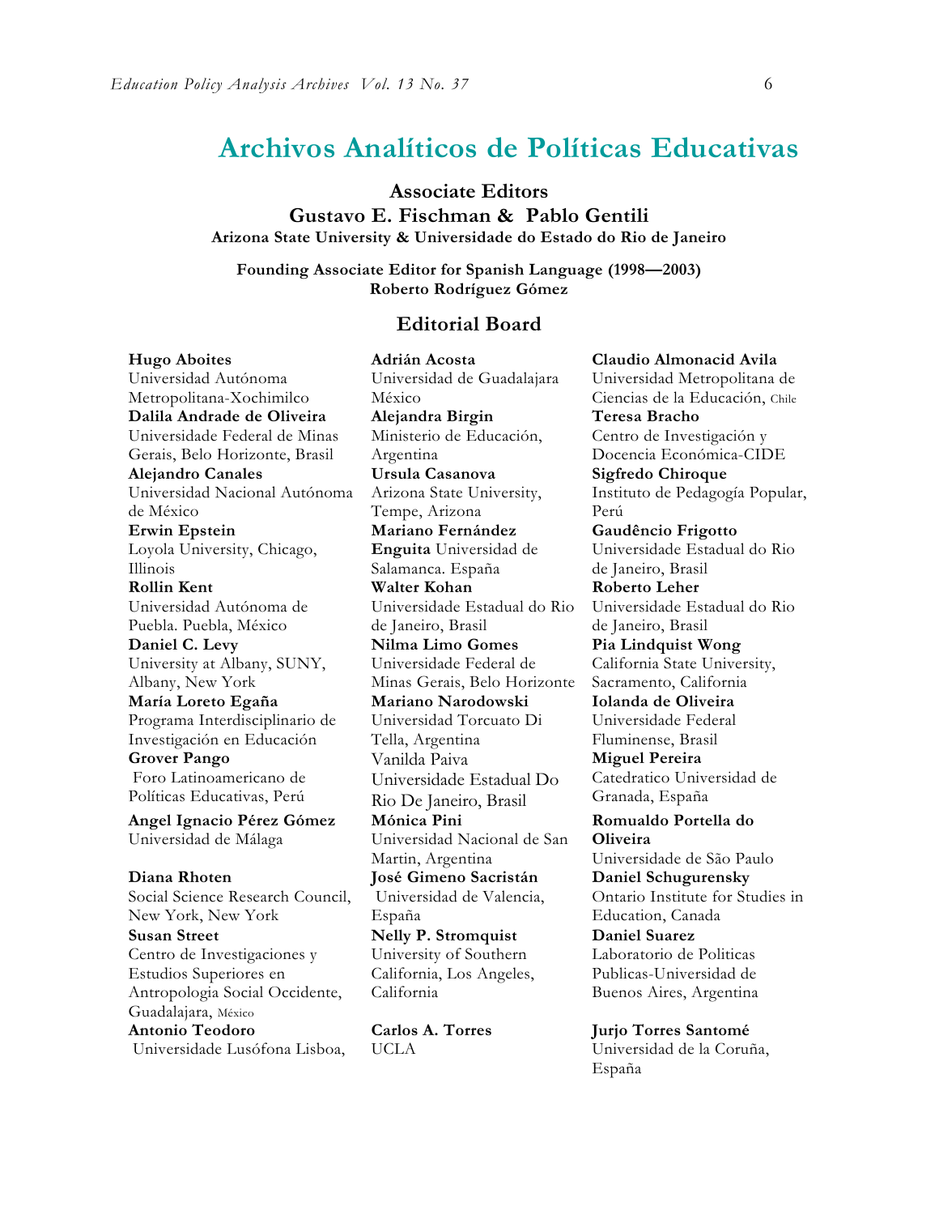# Archivos Analíticos de Políticas Educativas

**Associate Editors**
**Gustavo E. Fischman & Pablo Gentili**
**Arizona State University & Universidade do Estado do Rio de Janeiro**

**Founding Associate Editor for Spanish Language (1998—2003)**
**Roberto Rodríguez Gómez**

## Editorial Board

**Hugo Aboites**
Universidad Autónoma Metropolitana-Xochimilco

**Dalila Andrade de Oliveira**
Universidade Federal de Minas Gerais, Belo Horizonte, Brasil

**Alejandro Canales**
Universidad Nacional Autónoma de México

**Erwin Epstein**
Loyola University, Chicago, Illinois

**Rollin Kent**
Universidad Autónoma de Puebla. Puebla, México

**Daniel C. Levy**
University at Albany, SUNY, Albany, New York

**María Loreto Egaña**
Programa Interdisciplinario de Investigación en Educación

**Grover Pango**
Foro Latinoamericano de Políticas Educativas, Perú

**Angel Ignacio Pérez Gómez**
Universidad de Málaga

**Diana Rhoten**
Social Science Research Council, New York, New York

**Susan Street**
Centro de Investigaciones y Estudios Superiores en Antropologia Social Occidente, Guadalajara, México

**Antonio Teodoro**
Universidade Lusófona Lisboa,

**Adrián Acosta**
Universidad de Guadalajara México

**Alejandra Birgin**
Ministerio de Educación, Argentina

**Ursula Casanova**
Arizona State University, Tempe, Arizona

**Mariano Fernández Enguita** Universidad de Salamanca. España

**Walter Kohan**
Universidade Estadual do Rio de Janeiro, Brasil

**Nilma Limo Gomes**
Universidade Federal de Minas Gerais, Belo Horizonte

**Mariano Narodowski**
Universidad Torcuato Di Tella, Argentina

Vanilda Paiva
Universidade Estadual Do Rio De Janeiro, Brasil

**Mónica Pini**
Universidad Nacional de San Martin, Argentina

**José Gimeno Sacristán**
Universidad de Valencia, España

**Nelly P. Stromquist**
University of Southern California, Los Angeles, California

**Carlos A. Torres**
UCLA

**Claudio Almonacid Avila**
Universidad Metropolitana de Ciencias de la Educación, Chile

**Teresa Bracho**
Centro de Investigación y Docencia Económica-CIDE

**Sigfredo Chiroque**
Instituto de Pedagogía Popular, Perú

**Gaudêncio Frigotto**
Universidade Estadual do Rio de Janeiro, Brasil

**Roberto Leher**
Universidade Estadual do Rio de Janeiro, Brasil

**Pia Lindquist Wong**
California State University, Sacramento, California

**Iolanda de Oliveira**
Universidade Federal Fluminense, Brasil

**Miguel Pereira**
Catedratico Universidad de Granada, España

**Romualdo Portella do Oliveira**
Universidade de São Paulo

**Daniel Schugurensky**
Ontario Institute for Studies in Education, Canada

**Daniel Suarez**
Laboratorio de Politicas Publicas-Universidad de Buenos Aires, Argentina

**Jurjo Torres Santomé**
Universidad de la Coruña, España